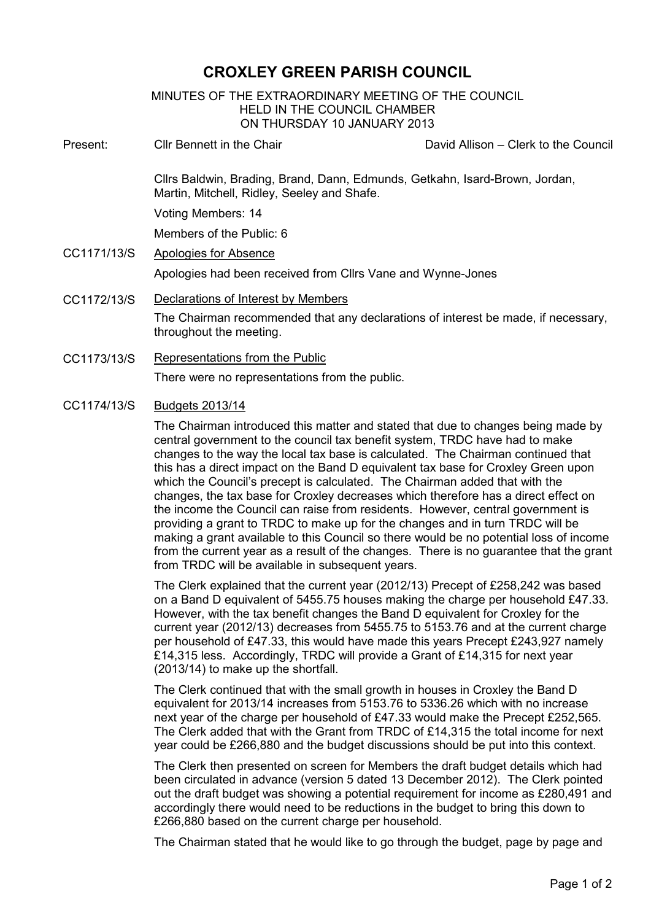# CROXLEY GREEN PARISH COUNCIL

MINUTES OF THE EXTRAORDINARY MEETING OF THE COUNCIL
HELD IN THE COUNCIL CHAMBER
ON THURSDAY 10 JANUARY 2013

Present: Cllr Bennett in the Chair — David Allison – Clerk to the Council

Cllrs Baldwin, Brading, Brand, Dann, Edmunds, Getkahn, Isard-Brown, Jordan, Martin, Mitchell, Ridley, Seeley and Shafe.

Voting Members: 14

Members of the Public: 6

CC1171/13/S <u>Apologies for Absence</u>

Apologies had been received from Cllrs Vane and Wynne-Jones

CC1172/13/S <u>Declarations of Interest by Members</u>

The Chairman recommended that any declarations of interest be made, if necessary, throughout the meeting.

CC1173/13/S <u>Representations from the Public</u>

There were no representations from the public.

CC1174/13/S <u>Budgets 2013/14</u>

The Chairman introduced this matter and stated that due to changes being made by central government to the council tax benefit system, TRDC have had to make changes to the way the local tax base is calculated. The Chairman continued that this has a direct impact on the Band D equivalent tax base for Croxley Green upon which the Council's precept is calculated. The Chairman added that with the changes, the tax base for Croxley decreases which therefore has a direct effect on the income the Council can raise from residents. However, central government is providing a grant to TRDC to make up for the changes and in turn TRDC will be making a grant available to this Council so there would be no potential loss of income from the current year as a result of the changes. There is no guarantee that the grant from TRDC will be available in subsequent years.

The Clerk explained that the current year (2012/13) Precept of £258,242 was based on a Band D equivalent of 5455.75 houses making the charge per household £47.33. However, with the tax benefit changes the Band D equivalent for Croxley for the current year (2012/13) decreases from 5455.75 to 5153.76 and at the current charge per household of £47.33, this would have made this years Precept £243,927 namely £14,315 less. Accordingly, TRDC will provide a Grant of £14,315 for next year (2013/14) to make up the shortfall.

The Clerk continued that with the small growth in houses in Croxley the Band D equivalent for 2013/14 increases from 5153.76 to 5336.26 which with no increase next year of the charge per household of £47.33 would make the Precept £252,565. The Clerk added that with the Grant from TRDC of £14,315 the total income for next year could be £266,880 and the budget discussions should be put into this context.

The Clerk then presented on screen for Members the draft budget details which had been circulated in advance (version 5 dated 13 December 2012). The Clerk pointed out the draft budget was showing a potential requirement for income as £280,491 and accordingly there would need to be reductions in the budget to bring this down to £266,880 based on the current charge per household.

The Chairman stated that he would like to go through the budget, page by page and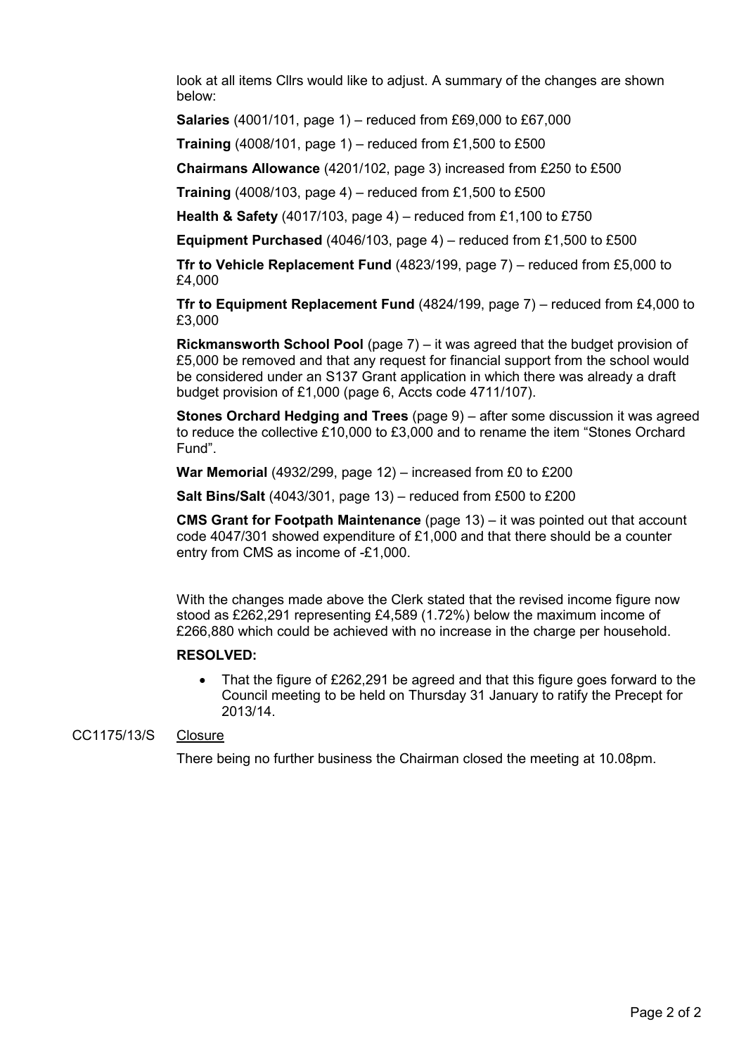look at all items Cllrs would like to adjust. A summary of the changes are shown below:

**Salaries** (4001/101, page 1) – reduced from £69,000 to £67,000

**Training** (4008/101, page 1) – reduced from £1,500 to £500

**Chairmans Allowance** (4201/102, page 3) increased from £250 to £500

**Training** (4008/103, page 4) – reduced from £1,500 to £500

**Health & Safety** (4017/103, page 4) – reduced from £1,100 to £750

**Equipment Purchased** (4046/103, page 4) – reduced from £1,500 to £500

**Tfr to Vehicle Replacement Fund** (4823/199, page 7) – reduced from £5,000 to £4,000

**Tfr to Equipment Replacement Fund** (4824/199, page 7) – reduced from £4,000 to £3,000

**Rickmansworth School Pool** (page 7) – it was agreed that the budget provision of £5,000 be removed and that any request for financial support from the school would be considered under an S137 Grant application in which there was already a draft budget provision of £1,000 (page 6, Accts code 4711/107).

**Stones Orchard Hedging and Trees** (page 9) – after some discussion it was agreed to reduce the collective £10,000 to £3,000 and to rename the item "Stones Orchard Fund".

**War Memorial** (4932/299, page 12) – increased from £0 to £200

**Salt Bins/Salt** (4043/301, page 13) – reduced from £500 to £200

**CMS Grant for Footpath Maintenance** (page 13) – it was pointed out that account code 4047/301 showed expenditure of £1,000 and that there should be a counter entry from CMS as income of -£1,000.

With the changes made above the Clerk stated that the revised income figure now stood as £262,291 representing £4,589 (1.72%) below the maximum income of £266,880 which could be achieved with no increase in the charge per household.

**RESOLVED:**

- That the figure of £262,291 be agreed and that this figure goes forward to the Council meeting to be held on Thursday 31 January to ratify the Precept for 2013/14.

CC1175/13/S Closure

There being no further business the Chairman closed the meeting at 10.08pm.